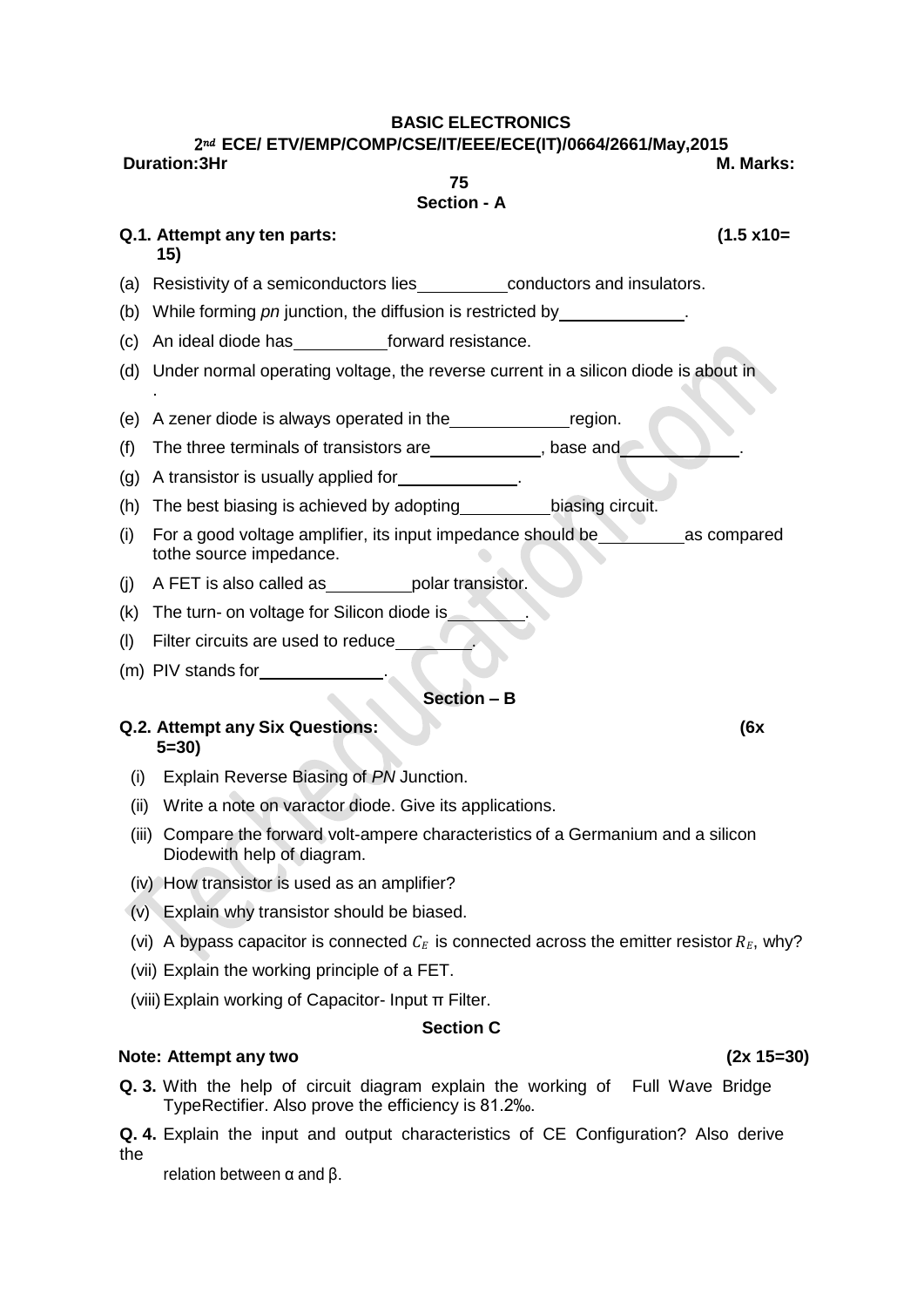# BASIC ELECTRONICS

## $2^{nd}$ ECE/ ETV/EMP/COMP/CSE/IT/EEE/ECE(IT)/0664/2661/May,2015

**Duration:3Hr** **M. Marks: 75**

### Section - A

**Q.1. Attempt any ten parts: (1.5 x10= 15)**

(a) Resistivity of a semiconductors lies__________conductors and insulators.

(b) While forming *pn* junction, the diffusion is restricted by______________.

(c) An ideal diode has__________forward resistance.

(d) Under normal operating voltage, the reverse current in a silicon diode is about in .

(e) A zener diode is always operated in the_____________region.

(f) The three terminals of transistors are____________, base and____________.

(g) A transistor is usually applied for_____________.

(h) The best biasing is achieved by adopting__________biasing circuit.

(i) For a good voltage amplifier, its input impedance should be__________as compared tothe source impedance.

(j) A FET is also called as__________polar transistor.

(k) The turn- on voltage for Silicon diode is_________.

(l) Filter circuits are used to reduce_________.

(m) PIV stands for______________.

### Section – B

**Q.2. Attempt any Six Questions: (6x 5=30)**

(i) Explain Reverse Biasing of *PN* Junction.

(ii) Write a note on varactor diode. Give its applications.

(iii) Compare the forward volt-ampere characteristics of a Germanium and a silicon Diodewith help of diagram.

(iv) How transistor is used as an amplifier?

(v) Explain why transistor should be biased.

(vi) A bypass capacitor is connected $C_E$ is connected across the emitter resistor $R_E$, why?

(vii) Explain the working principle of a FET.

(viii) Explain working of Capacitor- Input π Filter.

### Section C

**Note: Attempt any two (2x 15=30)**

**Q. 3.** With the help of circuit diagram explain the working of Full Wave Bridge TypeRectifier. Also prove the efficiency is 81.2‰.

**Q. 4.** Explain the input and output characteristics of CE Configuration? Also derive the relation between α and β.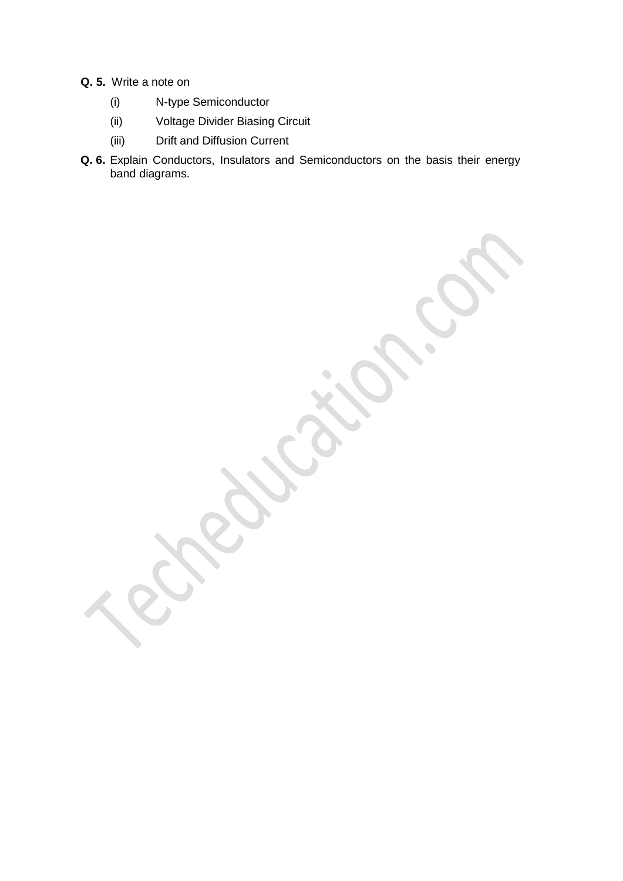**Q. 5.** Write a note on

(i) N-type Semiconductor

(ii) Voltage Divider Biasing Circuit

(iii) Drift and Diffusion Current

**Q. 6.** Explain Conductors, Insulators and Semiconductors on the basis their energy band diagrams.